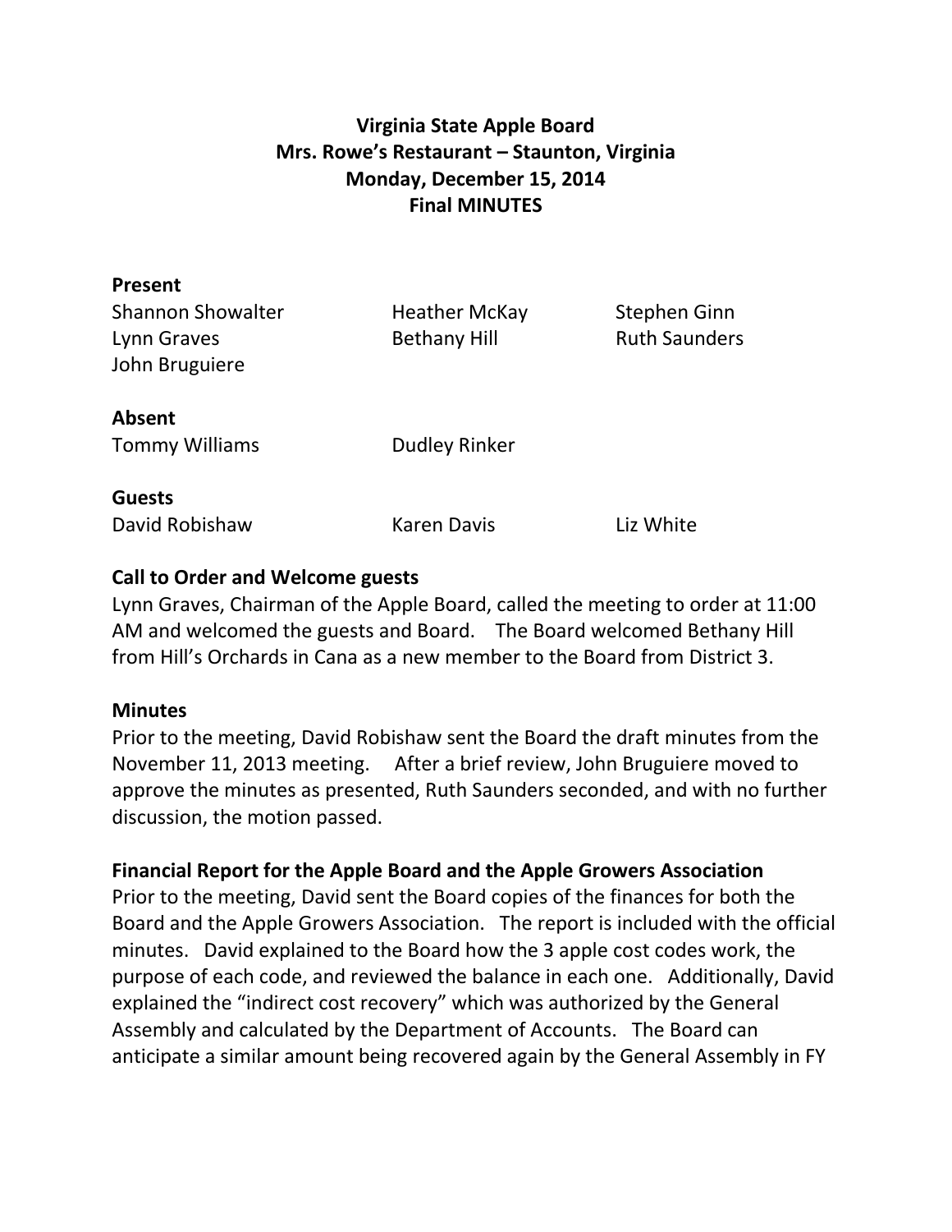# Virginia State Apple Board
## Mrs. Rowe's Restaurant – Staunton, Virginia
## Monday, December 15, 2014
## Final MINUTES

**Present**

| | | |
|---|---|---|
| Shannon Showalter | Heather McKay | Stephen Ginn |
| Lynn Graves | Bethany Hill | Ruth Saunders |
| John Bruguiere | | |

**Absent**

| | |
|---|---|
| Tommy Williams | Dudley Rinker |

**Guests**

| | | |
|---|---|---|
| David Robishaw | Karen Davis | Liz White |

**Call to Order and Welcome guests**

Lynn Graves, Chairman of the Apple Board, called the meeting to order at 11:00 AM and welcomed the guests and Board. The Board welcomed Bethany Hill from Hill's Orchards in Cana as a new member to the Board from District 3.

**Minutes**

Prior to the meeting, David Robishaw sent the Board the draft minutes from the November 11, 2013 meeting. After a brief review, John Bruguiere moved to approve the minutes as presented, Ruth Saunders seconded, and with no further discussion, the motion passed.

**Financial Report for the Apple Board and the Apple Growers Association**

Prior to the meeting, David sent the Board copies of the finances for both the Board and the Apple Growers Association. The report is included with the official minutes. David explained to the Board how the 3 apple cost codes work, the purpose of each code, and reviewed the balance in each one. Additionally, David explained the "indirect cost recovery" which was authorized by the General Assembly and calculated by the Department of Accounts. The Board can anticipate a similar amount being recovered again by the General Assembly in FY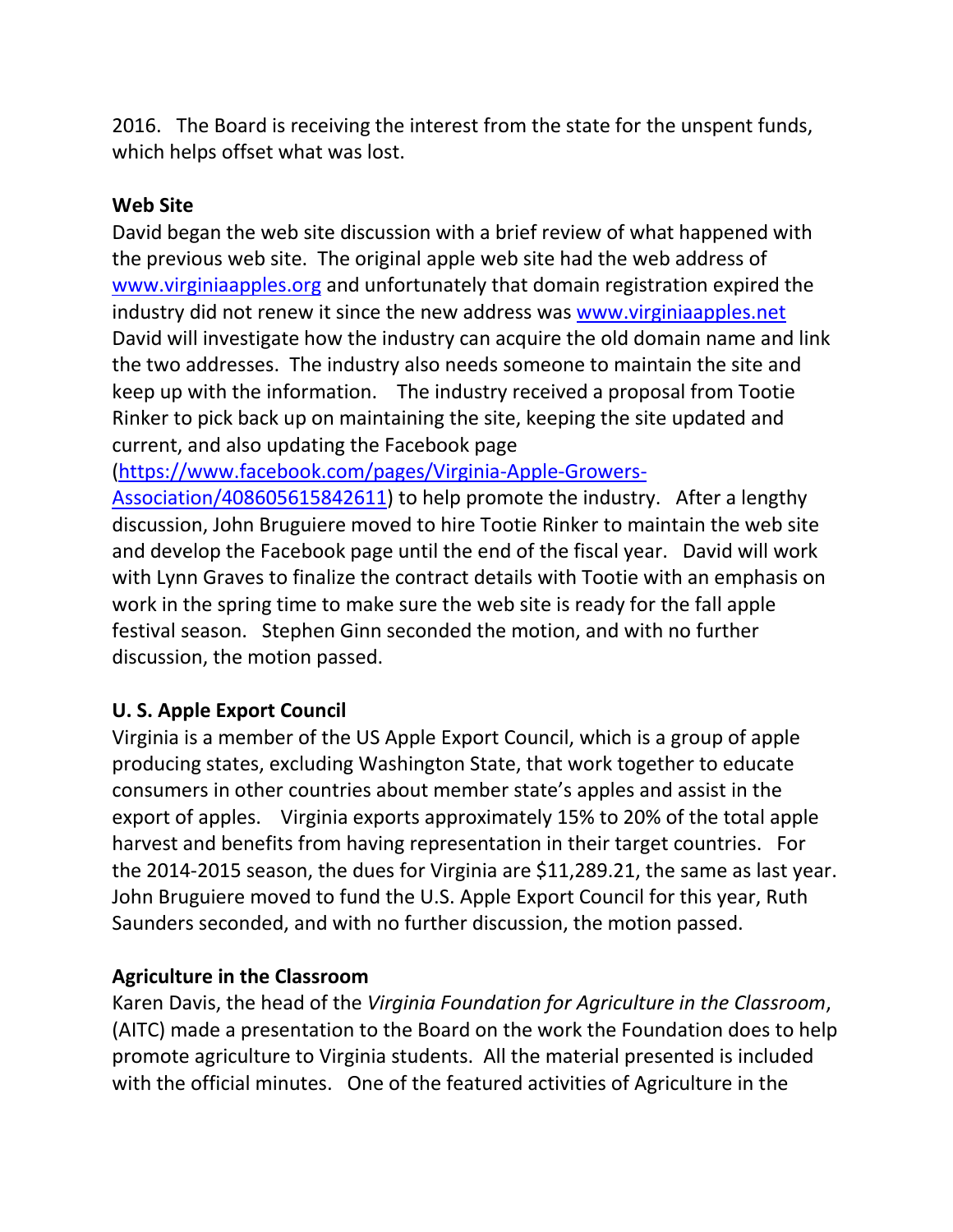2016. The Board is receiving the interest from the state for the unspent funds, which helps offset what was lost.

**Web Site**

David began the web site discussion with a brief review of what happened with the previous web site. The original apple web site had the web address of www.virginiaapples.org and unfortunately that domain registration expired the industry did not renew it since the new address was www.virginiaapples.net David will investigate how the industry can acquire the old domain name and link the two addresses. The industry also needs someone to maintain the site and keep up with the information. The industry received a proposal from Tootie Rinker to pick back up on maintaining the site, keeping the site updated and current, and also updating the Facebook page (https://www.facebook.com/pages/Virginia-Apple-Growers-Association/408605615842611) to help promote the industry. After a lengthy discussion, John Bruguiere moved to hire Tootie Rinker to maintain the web site and develop the Facebook page until the end of the fiscal year. David will work with Lynn Graves to finalize the contract details with Tootie with an emphasis on work in the spring time to make sure the web site is ready for the fall apple festival season. Stephen Ginn seconded the motion, and with no further discussion, the motion passed.

**U. S. Apple Export Council**

Virginia is a member of the US Apple Export Council, which is a group of apple producing states, excluding Washington State, that work together to educate consumers in other countries about member state's apples and assist in the export of apples. Virginia exports approximately 15% to 20% of the total apple harvest and benefits from having representation in their target countries. For the 2014-2015 season, the dues for Virginia are $11,289.21, the same as last year. John Bruguiere moved to fund the U.S. Apple Export Council for this year, Ruth Saunders seconded, and with no further discussion, the motion passed.

**Agriculture in the Classroom**

Karen Davis, the head of the *Virginia Foundation for Agriculture in the Classroom*, (AITC) made a presentation to the Board on the work the Foundation does to help promote agriculture to Virginia students. All the material presented is included with the official minutes. One of the featured activities of Agriculture in the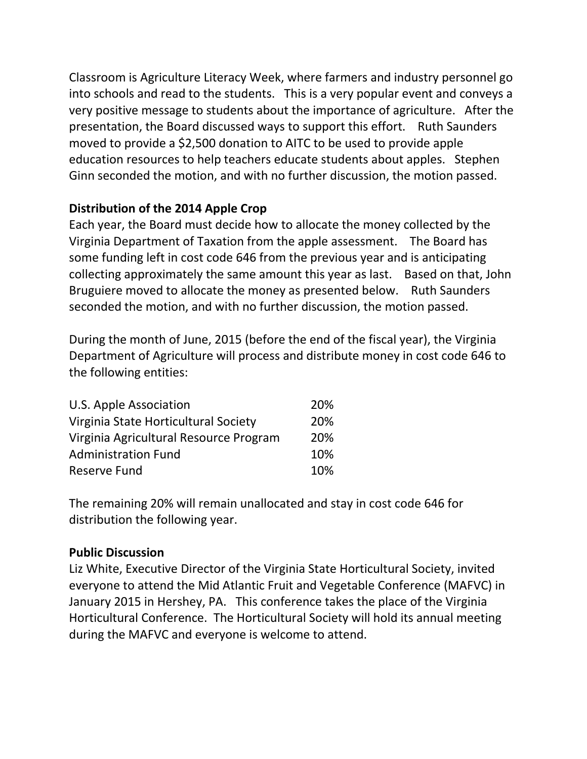Classroom is Agriculture Literacy Week, where farmers and industry personnel go into schools and read to the students. This is a very popular event and conveys a very positive message to students about the importance of agriculture. After the presentation, the Board discussed ways to support this effort. Ruth Saunders moved to provide a $2,500 donation to AITC to be used to provide apple education resources to help teachers educate students about apples. Stephen Ginn seconded the motion, and with no further discussion, the motion passed.

**Distribution of the 2014 Apple Crop**

Each year, the Board must decide how to allocate the money collected by the Virginia Department of Taxation from the apple assessment. The Board has some funding left in cost code 646 from the previous year and is anticipating collecting approximately the same amount this year as last. Based on that, John Bruguiere moved to allocate the money as presented below. Ruth Saunders seconded the motion, and with no further discussion, the motion passed.

During the month of June, 2015 (before the end of the fiscal year), the Virginia Department of Agriculture will process and distribute money in cost code 646 to the following entities:

| | |
|---|---|
| U.S. Apple Association | 20% |
| Virginia State Horticultural Society | 20% |
| Virginia Agricultural Resource Program | 20% |
| Administration Fund | 10% |
| Reserve Fund | 10% |

The remaining 20% will remain unallocated and stay in cost code 646 for distribution the following year.

**Public Discussion**

Liz White, Executive Director of the Virginia State Horticultural Society, invited everyone to attend the Mid Atlantic Fruit and Vegetable Conference (MAFVC) in January 2015 in Hershey, PA. This conference takes the place of the Virginia Horticultural Conference. The Horticultural Society will hold its annual meeting during the MAFVC and everyone is welcome to attend.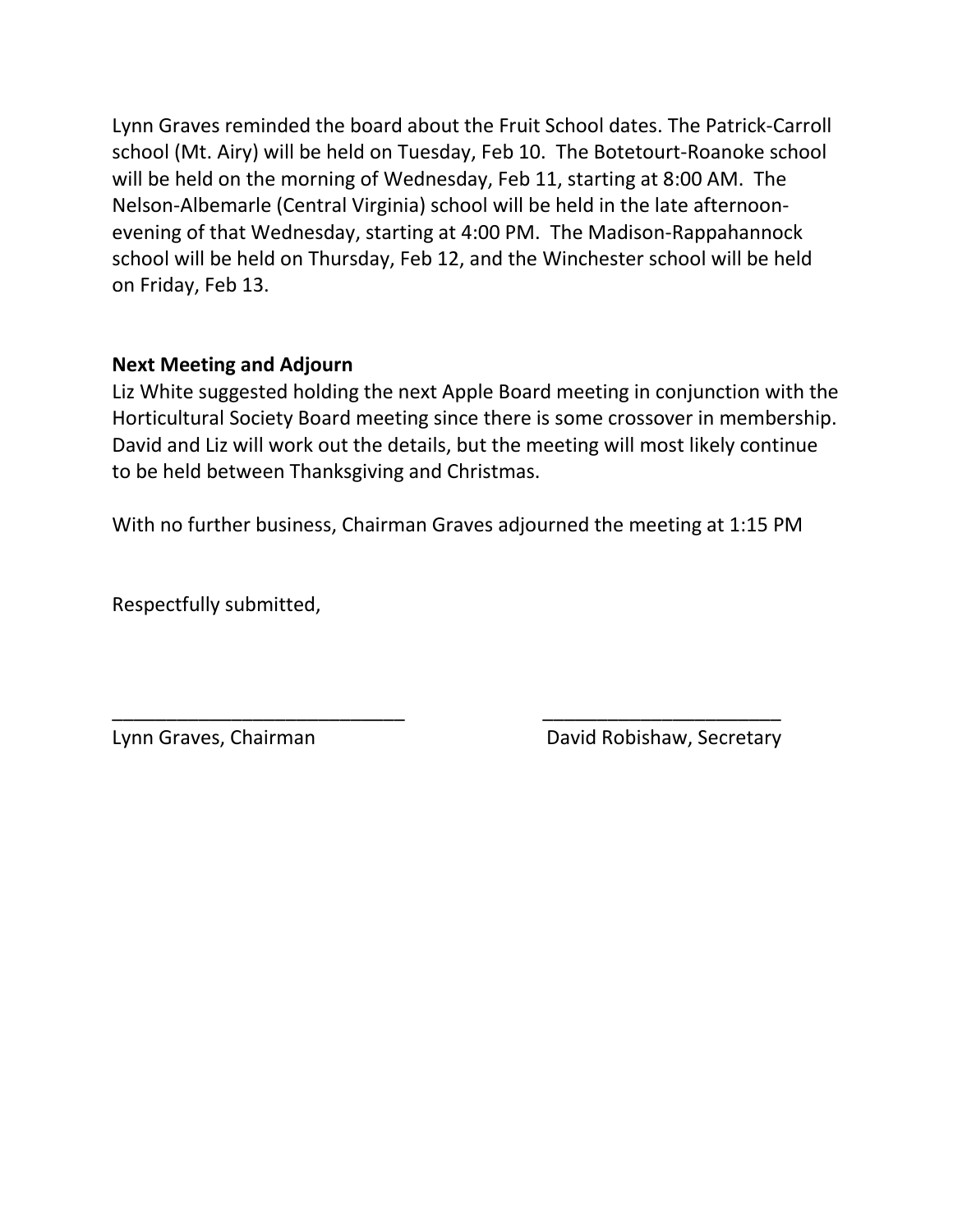Lynn Graves reminded the board about the Fruit School dates. The Patrick-Carroll school (Mt. Airy) will be held on Tuesday, Feb 10. The Botetourt-Roanoke school will be held on the morning of Wednesday, Feb 11, starting at 8:00 AM. The Nelson-Albemarle (Central Virginia) school will be held in the late afternoon-evening of that Wednesday, starting at 4:00 PM. The Madison-Rappahannock school will be held on Thursday, Feb 12, and the Winchester school will be held on Friday, Feb 13.

**Next Meeting and Adjourn**

Liz White suggested holding the next Apple Board meeting in conjunction with the Horticultural Society Board meeting since there is some crossover in membership. David and Liz will work out the details, but the meeting will most likely continue to be held between Thanksgiving and Christmas.

With no further business, Chairman Graves adjourned the meeting at 1:15 PM

Respectfully submitted,

\_\_\_\_\_\_\_\_\_\_\_\_\_\_\_\_\_\_\_\_\_\_\_\_\_\_\_\_ \_\_\_\_\_\_\_\_\_\_\_\_\_\_\_\_\_\_\_\_\_\_\_

Lynn Graves, Chairman David Robishaw, Secretary